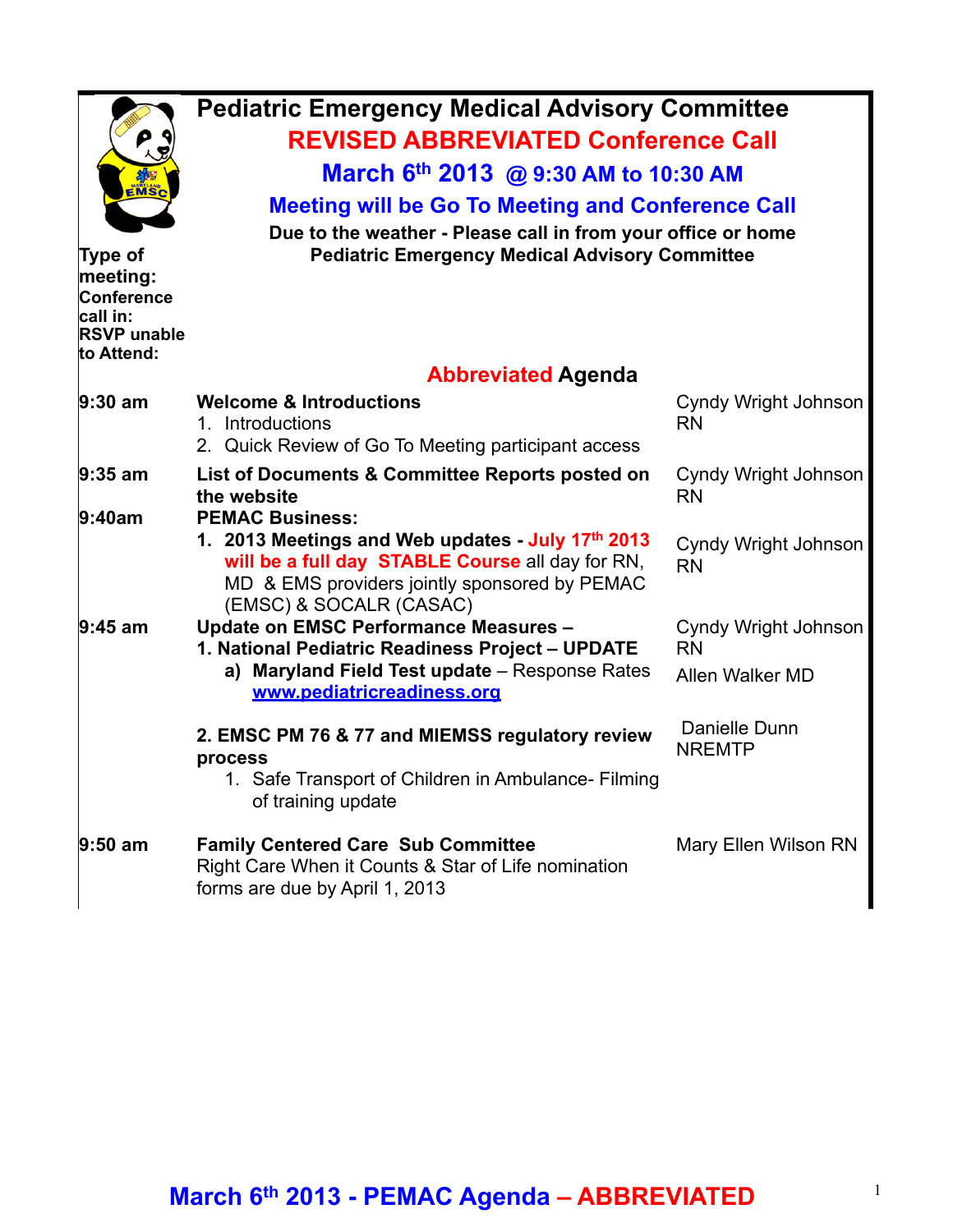# Pediatric Emergency Medical Advisory Committee

## REVISED ABBREVIATED Conference Call

## March 6th 2013 @ 9:30 AM to 10:30 AM

### Meeting will be Go To Meeting and Conference Call

**Due to the weather - Please call in from your office or home**

**Pediatric Emergency Medical Advisory Committee**

**Type of meeting:**

**Conference call in:**

**RSVP unable to Attend:**

## Abbreviated Agenda

| Time | Item | Presenter |
|---|---|---|
| 9:30 am | **Welcome & Introductions**<br>1. Introductions<br>2. Quick Review of Go To Meeting participant access | Cyndy Wright Johnson RN |
| 9:35 am | **List of Documents & Committee Reports posted on the website** | Cyndy Wright Johnson RN |
| 9:40am | **PEMAC Business:**<br>1. **2013 Meetings and Web updates - July 17th 2013 will be a full day STABLE Course** all day for RN, MD & EMS providers jointly sponsored by PEMAC (EMSC) & SOCALR (CASAC) | Cyndy Wright Johnson RN |
| 9:45 am | **Update on EMSC Performance Measures –**<br>**1. National Pediatric Readiness Project – UPDATE**<br>a) **Maryland Field Test update** – Response Rates www.pediatricreadiness.org | Cyndy Wright Johnson RN<br>Allen Walker MD |
| | **2. EMSC PM 76 & 77 and MIEMSS regulatory review process**<br>1. Safe Transport of Children in Ambulance- Filming of training update | Danielle Dunn NREMTP |
| 9:50 am | **Family Centered Care Sub Committee**<br>Right Care When it Counts & Star of Life nomination forms are due by April 1, 2013 | Mary Ellen Wilson RN |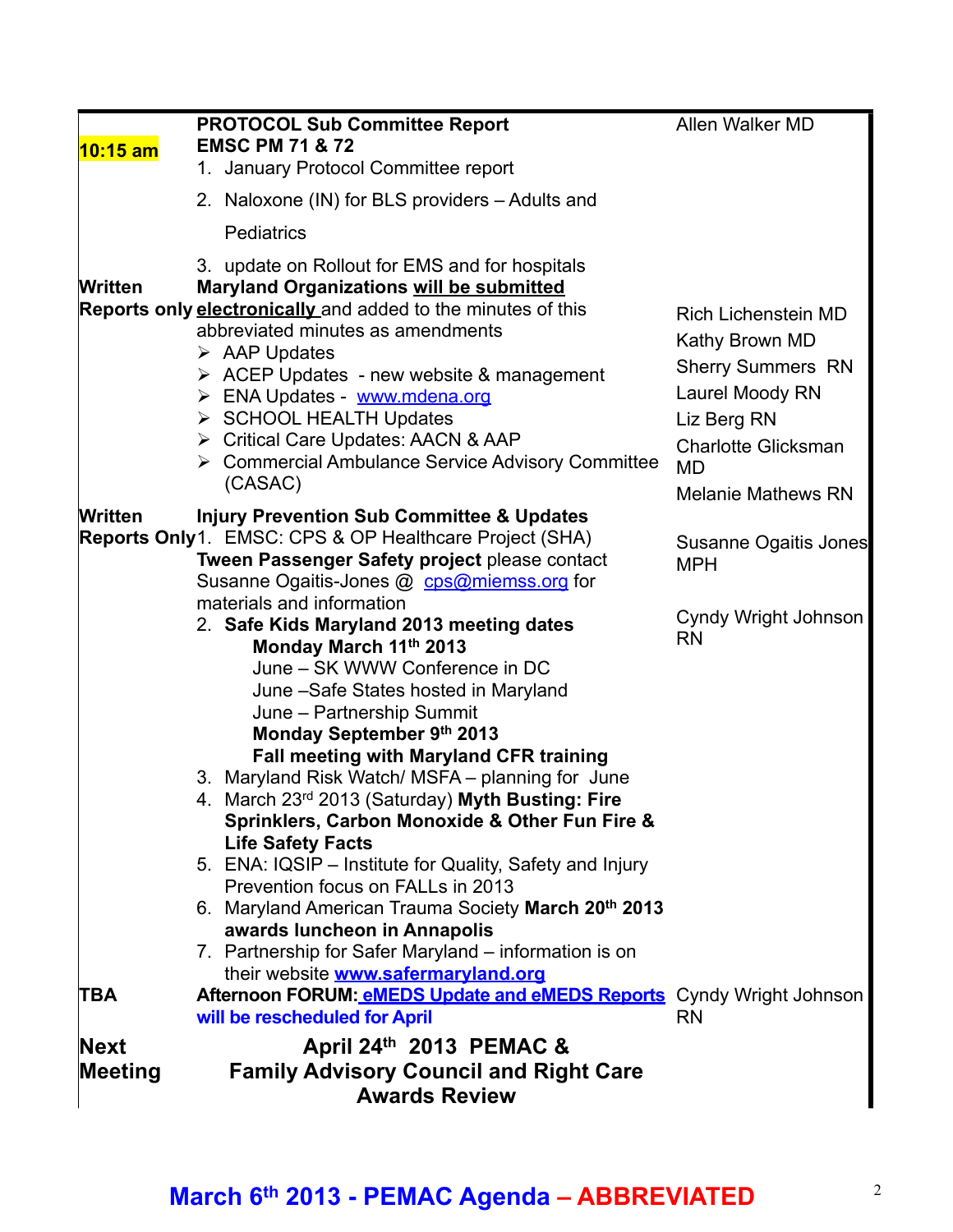| | | |
|---|---|---|
| 10:15 am | **PROTOCOL Sub Committee Report**<br>**EMSC PM 71 & 72**<br>1. January Protocol Committee report<br>2. Naloxone (IN) for BLS providers – Adults and Pediatrics<br>3. update on Rollout for EMS and for hospitals | Allen Walker MD |
| **Written Reports only** | **Maryland Organizations** **will be submitted electronically** and added to the minutes of this abbreviated minutes as amendments<br>➢ AAP Updates<br>➢ ACEP Updates - new website & management<br>➢ ENA Updates - www.mdena.org<br>➢ SCHOOL HEALTH Updates<br>➢ Critical Care Updates: AACN & AAP<br>➢ Commercial Ambulance Service Advisory Committee (CASAC) | Rich Lichenstein MD<br>Kathy Brown MD<br>Sherry Summers RN<br>Laurel Moody RN<br>Liz Berg RN<br>Charlotte Glicksman MD<br>Melanie Mathews RN |
| **Written Reports Only** | **Injury Prevention Sub Committee & Updates**<br>1. EMSC: CPS & OP Healthcare Project (SHA) **Tween Passenger Safety project** please contact Susanne Ogaitis-Jones @ cps@miemss.org for materials and information<br>2. **Safe Kids Maryland 2013 meeting dates**<br>**Monday March 11th 2013**<br>June – SK WWW Conference in DC<br>June –Safe States hosted in Maryland<br>June – Partnership Summit<br>**Monday September 9th 2013**<br>**Fall meeting with Maryland CFR training**<br>3. Maryland Risk Watch/ MSFA – planning for June<br>4. March 23rd 2013 (Saturday) **Myth Busting: Fire Sprinklers, Carbon Monoxide & Other Fun Fire & Life Safety Facts**<br>5. ENA: IQSIP – Institute for Quality, Safety and Injury Prevention focus on FALLs in 2013<br>6. Maryland American Trauma Society **March 20th 2013 awards luncheon in Annapolis**<br>7. Partnership for Safer Maryland – information is on their website **www.safermaryland.org** | Susanne Ogaitis Jones MPH<br>Cyndy Wright Johnson RN |
| **TBA** | **Afternoon FORUM: eMEDS Update and eMEDS Reports will be rescheduled for April** | Cyndy Wright Johnson RN |
| **Next Meeting** | **April 24th 2013 PEMAC & Family Advisory Council and Right Care Awards Review** | |

**March 6th 2013 - PEMAC Agenda – ABBREVIATED**